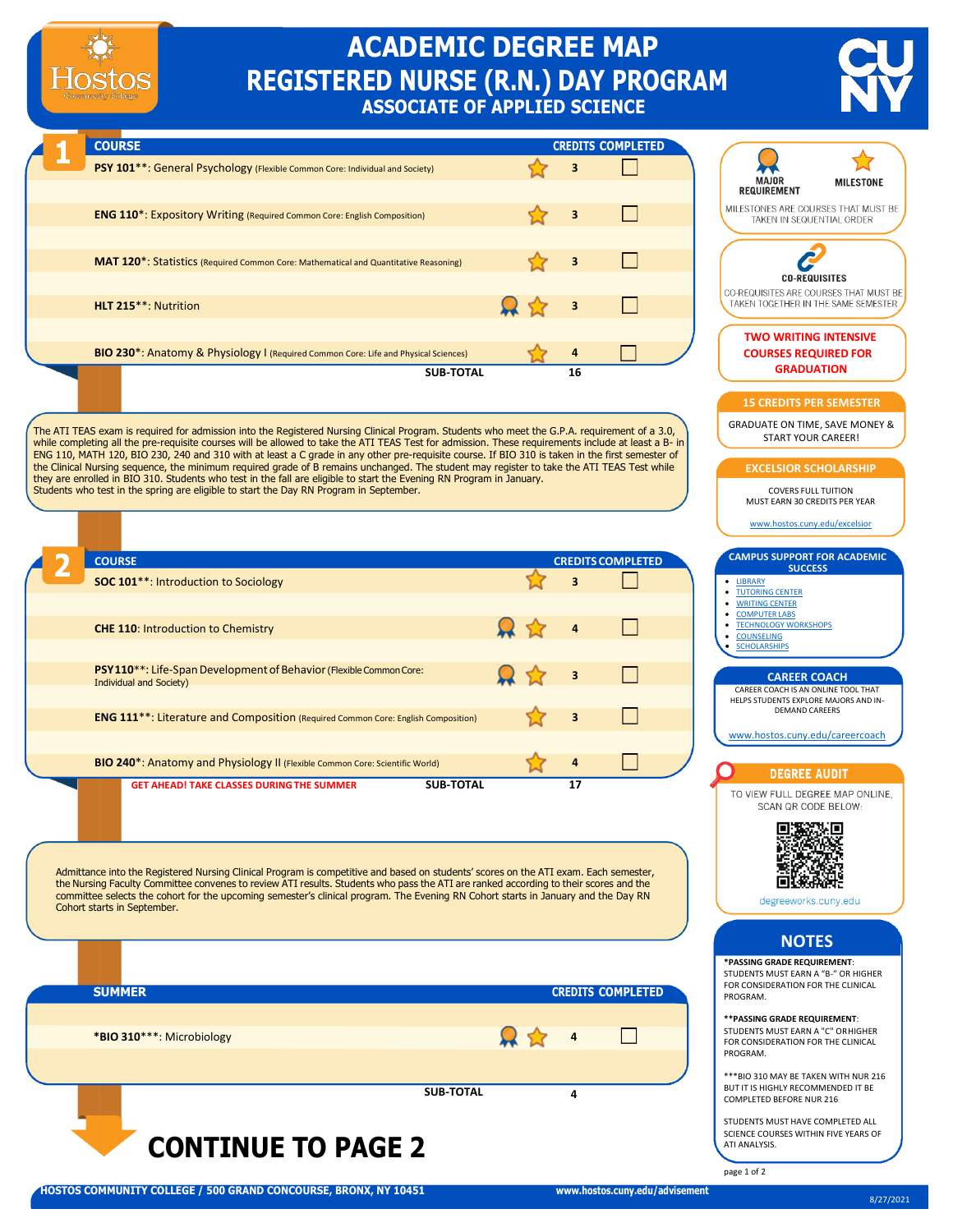# ACADEMIC DEGREE MAP
# REGISTERED NURSE (R.N.) DAY PROGRAM
## ASSOCIATE OF APPLIED SCIENCE

## 1

| COURSE | | CREDITS | COMPLETED |
|---|---|---|---|
| PSY 101**: General Psychology (Flexible Common Core: Individual and Society) | Milestone | 3 | ☐ |
| ENG 110*: Expository Writing (Required Common Core: English Composition) | Milestone | 3 | ☐ |
| MAT 120*: Statistics (Required Common Core: Mathematical and Quantitative Reasoning) | Milestone | 3 | ☐ |
| HLT 215**: Nutrition | Major Requirement, Milestone | 3 | ☐ |
| BIO 230*: Anatomy & Physiology I (Required Common Core: Life and Physical Sciences) | Milestone | 4 | ☐ |
| | SUB-TOTAL | 16 | |

The ATI TEAS exam is required for admission into the Registered Nursing Clinical Program. Students who meet the G.P.A. requirement of a 3.0, while completing all the pre-requisite courses will be allowed to take the ATI TEAS Test for admission. These requirements include at least a B- in ENG 110, MATH 120, BIO 230, 240 and 310 with at least a C grade in any other pre-requisite course. If BIO 310 is taken in the first semester of the Clinical Nursing sequence, the minimum required grade of B remains unchanged. The student may register to take the ATI TEAS Test while they are enrolled in BIO 310. Students who test in the fall are eligible to start the Evening RN Program in January. Students who test in the spring are eligible to start the Day RN Program in September.

## 2

| COURSE | | CREDITS | COMPLETED |
|---|---|---|---|
| SOC 101**: Introduction to Sociology | Milestone | 3 | ☐ |
| CHE 110: Introduction to Chemistry | Major Requirement, Milestone | 4 | ☐ |
| PSY110**: Life-Span Development of Behavior (Flexible Common Core: Individual and Society) | Major Requirement, Milestone | 3 | ☐ |
| ENG 111**: Literature and Composition (Required Common Core: English Composition) | Milestone | 3 | ☐ |
| BIO 240*: Anatomy and Physiology II (Flexible Common Core: Scientific World) | Milestone | 4 | ☐ |
| | SUB-TOTAL | 17 | |

**GET AHEAD! TAKE CLASSES DURING THE SUMMER**

Admittance into the Registered Nursing Clinical Program is competitive and based on students' scores on the ATI exam. Each semester, the Nursing Faculty Committee convenes to review ATI results. Students who pass the ATI are ranked according to their scores and the committee selects the cohort for the upcoming semester's clinical program. The Evening RN Cohort starts in January and the Day RN Cohort starts in September.

| SUMMER | | CREDITS | COMPLETED |
|---|---|---|---|
| *BIO 310***: Microbiology | Major Requirement, Milestone | 4 | ☐ |
| | SUB-TOTAL | 4 | |

# CONTINUE TO PAGE 2

---

**MAJOR REQUIREMENT** / **MILESTONE**

MILESTONES ARE COURSES THAT MUST BE TAKEN IN SEQUENTIAL ORDER

**CO-REQUISITES**

CO-REQUISITES ARE COURSES THAT MUST BE TAKEN TOGETHER IN THE SAME SEMESTER

**TWO WRITING INTENSIVE COURSES REQUIRED FOR GRADUATION**

**15 CREDITS PER SEMESTER**

GRADUATE ON TIME, SAVE MONEY & START YOUR CAREER!

**EXCELSIOR SCHOLARSHIP**

COVERS FULL TUITION
MUST EARN 30 CREDITS PER YEAR

www.hostos.cuny.edu/excelsior

**CAMPUS SUPPORT FOR ACADEMIC SUCCESS**

- LIBRARY
- TUTORING CENTER
- WRITING CENTER
- COMPUTER LABS
- TECHNOLOGY WORKSHOPS
- COUNSELING
- SCHOLARSHIPS

**CAREER COACH**

CAREER COACH IS AN ONLINE TOOL THAT HELPS STUDENTS EXPLORE MAJORS AND IN-DEMAND CAREERS

www.hostos.cuny.edu/careercoach

**DEGREE AUDIT**

TO VIEW FULL DEGREE MAP ONLINE, SCAN QR CODE BELOW:

degreeworks.cuny.edu

## NOTES

***PASSING GRADE REQUIREMENT**: STUDENTS MUST EARN A "B-" OR HIGHER FOR CONSIDERATION FOR THE CLINICAL PROGRAM.

****PASSING GRADE REQUIREMENT**: STUDENTS MUST EARN A "C" OR HIGHER FOR CONSIDERATION FOR THE CLINICAL PROGRAM.

***BIO 310 MAY BE TAKEN WITH NUR 216 BUT IT IS HIGHLY RECOMMENDED IT BE COMPLETED BEFORE NUR 216

STUDENTS MUST HAVE COMPLETED ALL SCIENCE COURSES WITHIN FIVE YEARS OF ATI ANALYSIS.

HOSTOS COMMUNITY COLLEGE / 500 GRAND CONCOURSE, BRONX, NY 10451 — www.hostos.cuny.edu/advisement

8/27/2021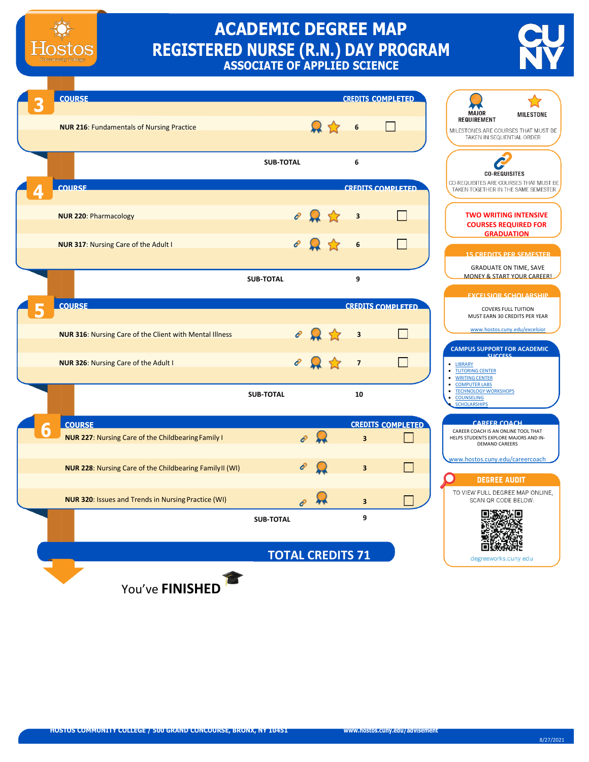# ACADEMIC DEGREE MAP
## REGISTERED NURSE (R.N.) DAY PROGRAM
### ASSOCIATE OF APPLIED SCIENCE

Hostos Community College | CUNY

## 3

| COURSE | | CREDITS | COMPLETED |
|---|---|---|---|
| **NUR 216**: Fundamentals of Nursing Practice | Major Requirement, Milestone | 6 | ☐ |
| | **SUB-TOTAL** | **6** | |

## 4

| COURSE | | CREDITS | COMPLETED |
|---|---|---|---|
| **NUR 220**: Pharmacology | Co-requisite, Major Requirement, Milestone | 3 | ☐ |
| **NUR 317**: Nursing Care of the Adult I | Co-requisite, Major Requirement, Milestone | 6 | ☐ |
| | **SUB-TOTAL** | **9** | |

## 5

| COURSE | | CREDITS | COMPLETED |
|---|---|---|---|
| **NUR 316**: Nursing Care of the Client with Mental Illness | Co-requisite, Major Requirement, Milestone | 3 | ☐ |
| **NUR 326**: Nursing Care of the Adult I | Co-requisite, Major Requirement, Milestone | 7 | ☐ |
| | **SUB-TOTAL** | **10** | |

## 6

| COURSE | | CREDITS | COMPLETED |
|---|---|---|---|
| **NUR 227**: Nursing Care of the Childbearing Family I | Co-requisite, Major Requirement | 3 | ☐ |
| **NUR 228**: Nursing Care of the Childbearing Family II (WI) | Co-requisite, Major Requirement | 3 | ☐ |
| **NUR 320**: Issues and Trends in Nursing Practice (WI) | Co-requisite, Major Requirement | 3 | ☐ |
| | **SUB-TOTAL** | **9** | |

**TOTAL CREDITS 71**

You've **FINISHED**

---

**MAJOR REQUIREMENT** | **MILESTONE**

MILESTONES ARE COURSES THAT MUST BE TAKEN IN SEQUENTIAL ORDER

**CO-REQUISITES**

CO-REQUISITES ARE COURSES THAT MUST BE TAKEN TOGETHER IN THE SAME SEMESTER

**TWO WRITING INTENSIVE COURSES REQUIRED FOR GRADUATION**

**15 CREDITS PER SEMESTER**

GRADUATE ON TIME, SAVE MONEY & START YOUR CAREER!

**EXCELSIOR SCHOLARSHIP**

COVERS FULL TUITION
MUST EARN 30 CREDITS PER YEAR

www.hostos.cuny.edu/excelsior

**CAMPUS SUPPORT FOR ACADEMIC SUCCESS**

- LIBRARY
- TUTORING CENTER
- WRITING CENTER
- COMPUTER LABS
- TECHNOLOGY WORKSHOPS
- COUNSELING
- SCHOLARSHIPS

**CAREER COACH**

CAREER COACH IS AN ONLINE TOOL THAT HELPS STUDENTS EXPLORE MAJORS AND IN-DEMAND CAREERS

www.hostos.cuny.edu/careercoach

**DEGREE AUDIT**

TO VIEW FULL DEGREE MAP ONLINE, SCAN QR CODE BELOW:

degreeworks.cuny.edu

HOSTOS COMMUNITY COLLEGE / 500 GRAND CONCOURSE, BRONX, NY 10451 | www.hostos.cuny.edu/advisement

8/27/2021